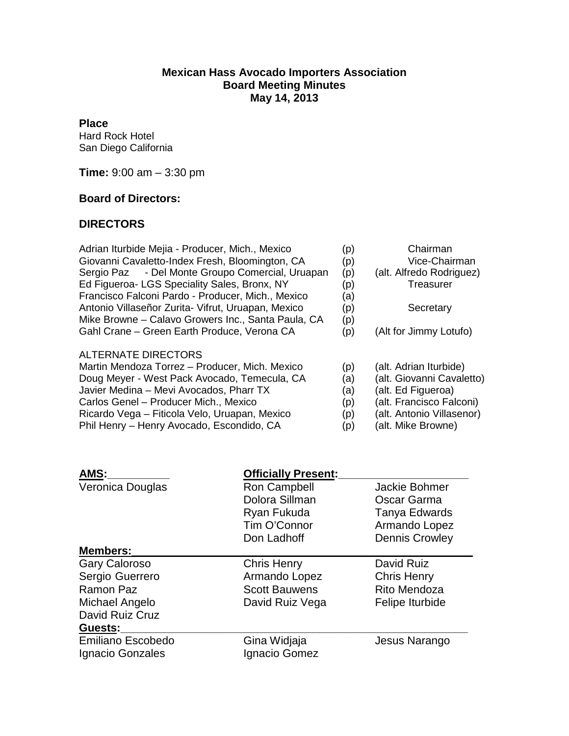**Mexican Hass Avocado Importers Association**
**Board Meeting Minutes**
**May 14, 2013**

**Place**
Hard Rock Hotel
San Diego California

**Time:** 9:00 am – 3:30 pm

**Board of Directors:**

**DIRECTORS**

| | | |
|---|---|---|
| Adrian Iturbide Mejia - Producer, Mich., Mexico | (p) | Chairman |
| Giovanni Cavaletto-Index Fresh, Bloomington, CA | (p) | Vice-Chairman |
| Sergio Paz - Del Monte Groupo Comercial, Uruapan | (p) | (alt. Alfredo Rodriguez) |
| Ed Figueroa- LGS Speciality Sales, Bronx, NY | (p) | Treasurer |
| Francisco Falconi Pardo - Producer, Mich., Mexico | (a) | |
| Antonio Villaseñor Zurita- Vifrut, Uruapan, Mexico | (p) | Secretary |
| Mike Browne – Calavo Growers Inc., Santa Paula, CA | (p) | |
| Gahl Crane – Green Earth Produce, Verona CA | (p) | (Alt for Jimmy Lotufo) |

ALTERNATE DIRECTORS

| | | |
|---|---|---|
| Martin Mendoza Torrez – Producer, Mich. Mexico | (p) | (alt. Adrian Iturbide) |
| Doug Meyer - West Pack Avocado, Temecula, CA | (a) | (alt. Giovanni Cavaletto) |
| Javier Medina – Mevi Avocados, Pharr TX | (a) | (alt. Ed Figueroa) |
| Carlos Genel – Producer Mich., Mexico | (p) | (alt. Francisco Falconi) |
| Ricardo Vega – Fiticola Velo, Uruapan, Mexico | (p) | (alt. Antonio Villasenor) |
| Phil Henry – Henry Avocado, Escondido, CA | (p) | (alt. Mike Browne) |

**AMS:**

Veronica Douglas

**Officially Present:**

Ron Campbell, Jackie Bohmer, Dolora Sillman, Oscar Garma, Ryan Fukuda, Tanya Edwards, Tim O'Connor, Armando Lopez, Don Ladhoff, Dennis Crowley

**Members:**

Gary Caloroso, Chris Henry, David Ruiz, Sergio Guerrero, Armando Lopez, Chris Henry, Ramon Paz, Scott Bauwens, Rito Mendoza, Michael Angelo, David Ruiz Vega, Felipe Iturbide, David Ruiz Cruz

**Guests:**

Emiliano Escobedo, Gina Widjaja, Jesus Narango, Ignacio Gonzales, Ignacio Gomez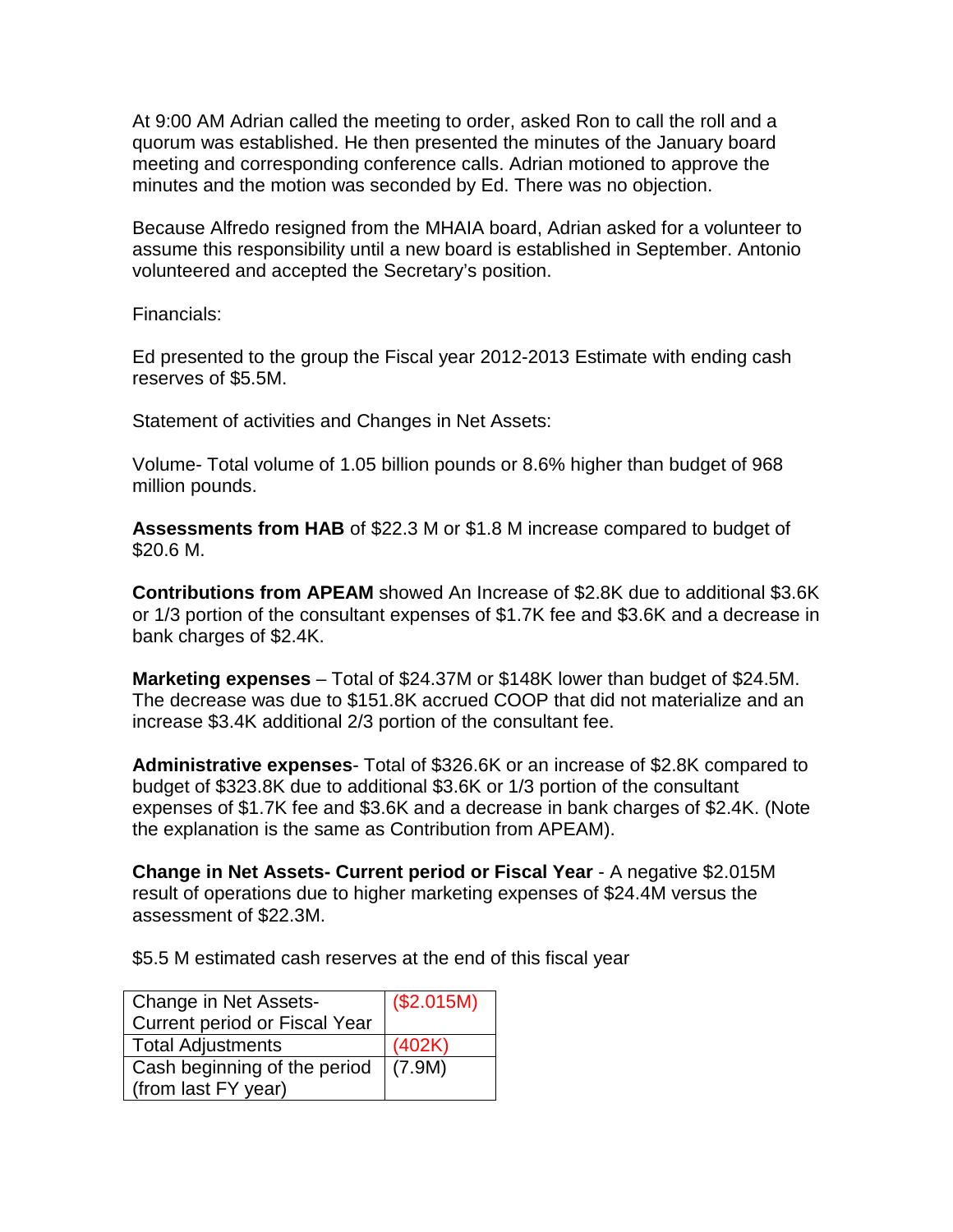At 9:00 AM Adrian called the meeting to order, asked Ron to call the roll and a quorum was established. He then presented the minutes of the January board meeting and corresponding conference calls. Adrian motioned to approve the minutes and the motion was seconded by Ed. There was no objection.

Because Alfredo resigned from the MHAIA board, Adrian asked for a volunteer to assume this responsibility until a new board is established in September. Antonio volunteered and accepted the Secretary's position.

Financials:

Ed presented to the group the Fiscal year 2012-2013 Estimate with ending cash reserves of $5.5M.

Statement of activities and Changes in Net Assets:

Volume- Total volume of 1.05 billion pounds or 8.6% higher than budget of 968 million pounds.

**Assessments from HAB** of $22.3 M or $1.8 M increase compared to budget of $20.6 M.

**Contributions from APEAM** showed An Increase of $2.8K due to additional $3.6K or 1/3 portion of the consultant expenses of $1.7K fee and $3.6K and a decrease in bank charges of $2.4K.

**Marketing expenses** – Total of $24.37M or $148K lower than budget of $24.5M. The decrease was due to $151.8K accrued COOP that did not materialize and an increase $3.4K additional 2/3 portion of the consultant fee.

**Administrative expenses**- Total of $326.6K or an increase of $2.8K compared to budget of $323.8K due to additional $3.6K or 1/3 portion of the consultant expenses of $1.7K fee and $3.6K and a decrease in bank charges of $2.4K. (Note the explanation is the same as Contribution from APEAM).

**Change in Net Assets- Current period or Fiscal Year** - A negative $2.015M result of operations due to higher marketing expenses of $24.4M versus the assessment of $22.3M.

$5.5 M estimated cash reserves at the end of this fiscal year

| | |
|---|---|
| Change in Net Assets- Current period or Fiscal Year | ($2.015M) |
| Total Adjustments | (402K) |
| Cash beginning of the period (from last FY year) | (7.9M) |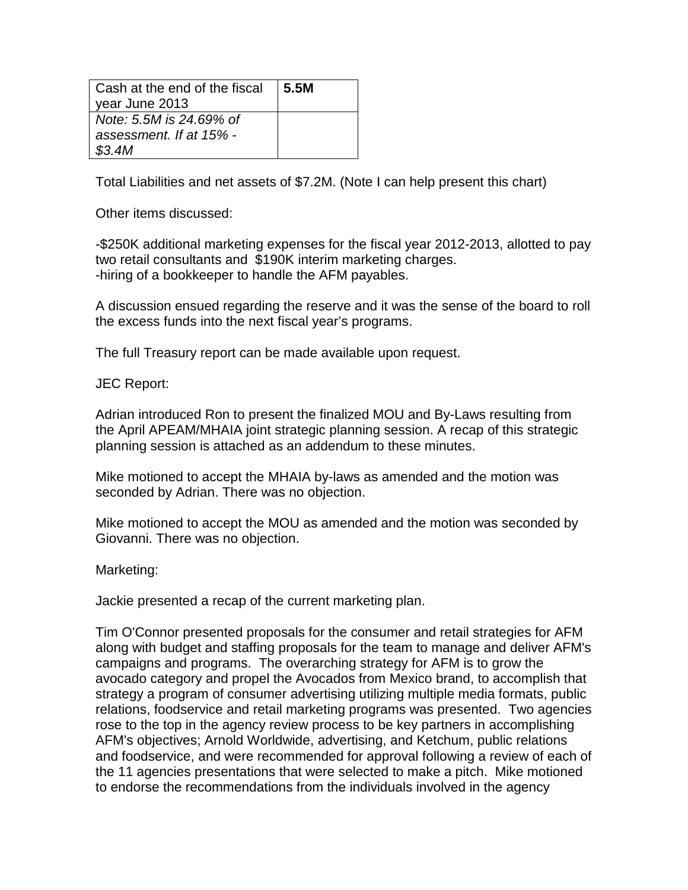| Cash at the end of the fiscal year June 2013 | **5.5M** |
| --- | --- |
| *Note: 5.5M is 24.69% of assessment. If at 15% - $3.4M* | |

Total Liabilities and net assets of $7.2M. (Note I can help present this chart)

Other items discussed:

-$250K additional marketing expenses for the fiscal year 2012-2013, allotted to pay two retail consultants and $190K interim marketing charges.
-hiring of a bookkeeper to handle the AFM payables.

A discussion ensued regarding the reserve and it was the sense of the board to roll the excess funds into the next fiscal year's programs.

The full Treasury report can be made available upon request.

JEC Report:

Adrian introduced Ron to present the finalized MOU and By-Laws resulting from the April APEAM/MHAIA joint strategic planning session. A recap of this strategic planning session is attached as an addendum to these minutes.

Mike motioned to accept the MHAIA by-laws as amended and the motion was seconded by Adrian. There was no objection.

Mike motioned to accept the MOU as amended and the motion was seconded by Giovanni. There was no objection.

Marketing:

Jackie presented a recap of the current marketing plan.

Tim O'Connor presented proposals for the consumer and retail strategies for AFM along with budget and staffing proposals for the team to manage and deliver AFM's campaigns and programs. The overarching strategy for AFM is to grow the avocado category and propel the Avocados from Mexico brand, to accomplish that strategy a program of consumer advertising utilizing multiple media formats, public relations, foodservice and retail marketing programs was presented. Two agencies rose to the top in the agency review process to be key partners in accomplishing AFM's objectives; Arnold Worldwide, advertising, and Ketchum, public relations and foodservice, and were recommended for approval following a review of each of the 11 agencies presentations that were selected to make a pitch. Mike motioned to endorse the recommendations from the individuals involved in the agency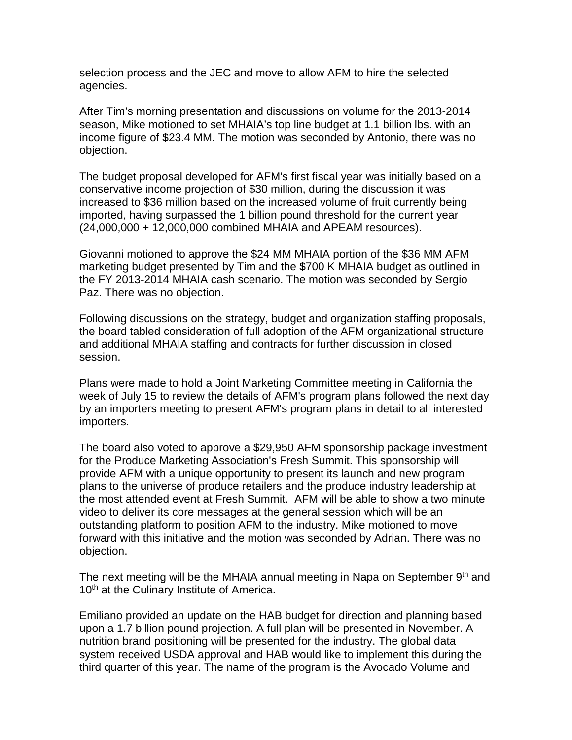selection process and the JEC and move to allow AFM to hire the selected agencies.

After Tim's morning presentation and discussions on volume for the 2013-2014 season, Mike motioned to set MHAIA's top line budget at 1.1 billion lbs. with an income figure of $23.4 MM. The motion was seconded by Antonio, there was no objection.

The budget proposal developed for AFM's first fiscal year was initially based on a conservative income projection of $30 million, during the discussion it was increased to $36 million based on the increased volume of fruit currently being imported, having surpassed the 1 billion pound threshold for the current year (24,000,000 + 12,000,000 combined MHAIA and APEAM resources).

Giovanni motioned to approve the $24 MM MHAIA portion of the $36 MM AFM marketing budget presented by Tim and the $700 K MHAIA budget as outlined in the FY 2013-2014 MHAIA cash scenario. The motion was seconded by Sergio Paz. There was no objection.

Following discussions on the strategy, budget and organization staffing proposals, the board tabled consideration of full adoption of the AFM organizational structure and additional MHAIA staffing and contracts for further discussion in closed session.

Plans were made to hold a Joint Marketing Committee meeting in California the week of July 15 to review the details of AFM's program plans followed the next day by an importers meeting to present AFM's program plans in detail to all interested importers.

The board also voted to approve a $29,950 AFM sponsorship package investment for the Produce Marketing Association's Fresh Summit. This sponsorship will provide AFM with a unique opportunity to present its launch and new program plans to the universe of produce retailers and the produce industry leadership at the most attended event at Fresh Summit. AFM will be able to show a two minute video to deliver its core messages at the general session which will be an outstanding platform to position AFM to the industry. Mike motioned to move forward with this initiative and the motion was seconded by Adrian. There was no objection.

The next meeting will be the MHAIA annual meeting in Napa on September 9th and 10th at the Culinary Institute of America.

Emiliano provided an update on the HAB budget for direction and planning based upon a 1.7 billion pound projection. A full plan will be presented in November. A nutrition brand positioning will be presented for the industry. The global data system received USDA approval and HAB would like to implement this during the third quarter of this year. The name of the program is the Avocado Volume and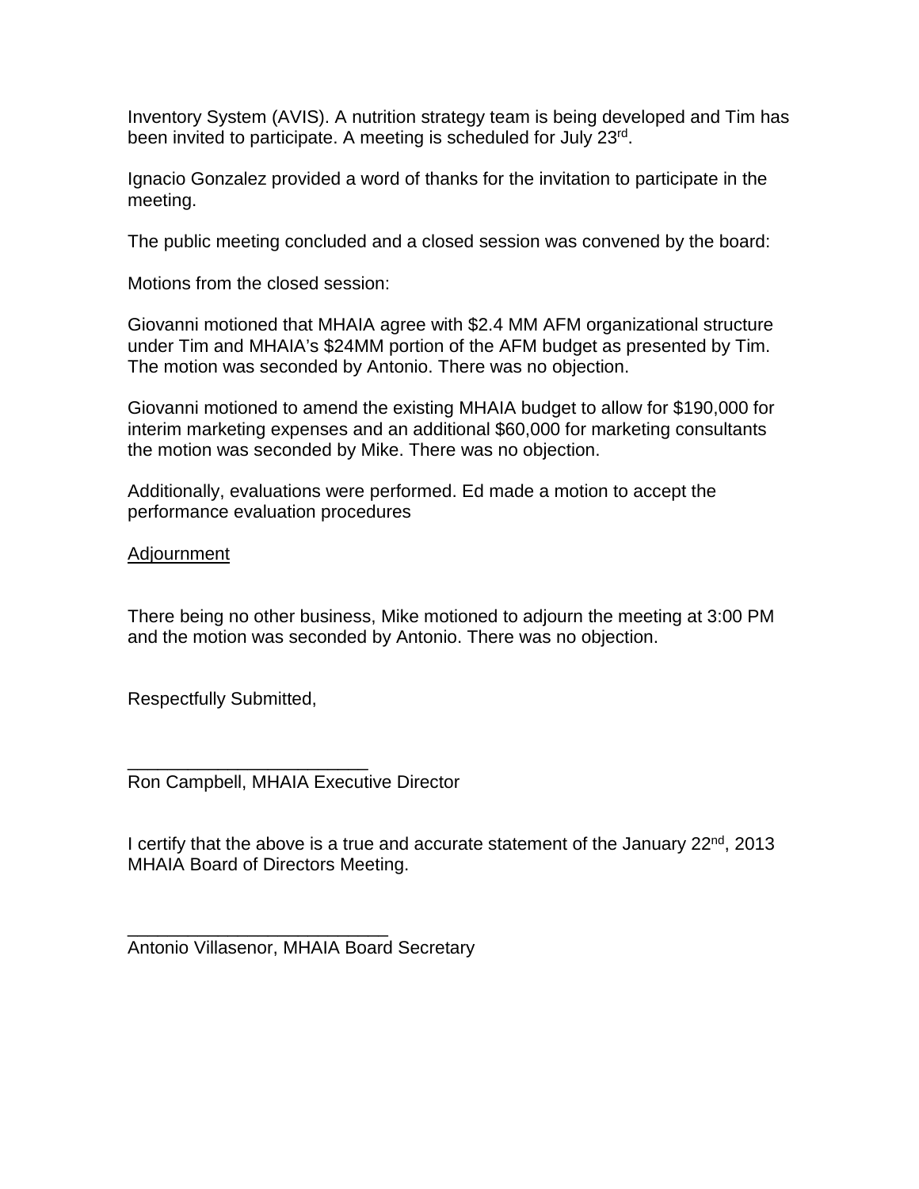Inventory System (AVIS). A nutrition strategy team is being developed and Tim has been invited to participate. A meeting is scheduled for July 23rd.

Ignacio Gonzalez provided a word of thanks for the invitation to participate in the meeting.

The public meeting concluded and a closed session was convened by the board:

Motions from the closed session:

Giovanni motioned that MHAIA agree with $2.4 MM AFM organizational structure under Tim and MHAIA's $24MM portion of the AFM budget as presented by Tim. The motion was seconded by Antonio. There was no objection.

Giovanni motioned to amend the existing MHAIA budget to allow for $190,000 for interim marketing expenses and an additional $60,000 for marketing consultants the motion was seconded by Mike. There was no objection.

Additionally, evaluations were performed. Ed made a motion to accept the performance evaluation procedures

Adjournment

There being no other business, Mike motioned to adjourn the meeting at 3:00 PM and the motion was seconded by Antonio. There was no objection.

Respectfully Submitted,

________________________
Ron Campbell, MHAIA Executive Director

I certify that the above is a true and accurate statement of the January 22nd, 2013 MHAIA Board of Directors Meeting.

__________________________
Antonio Villasenor, MHAIA Board Secretary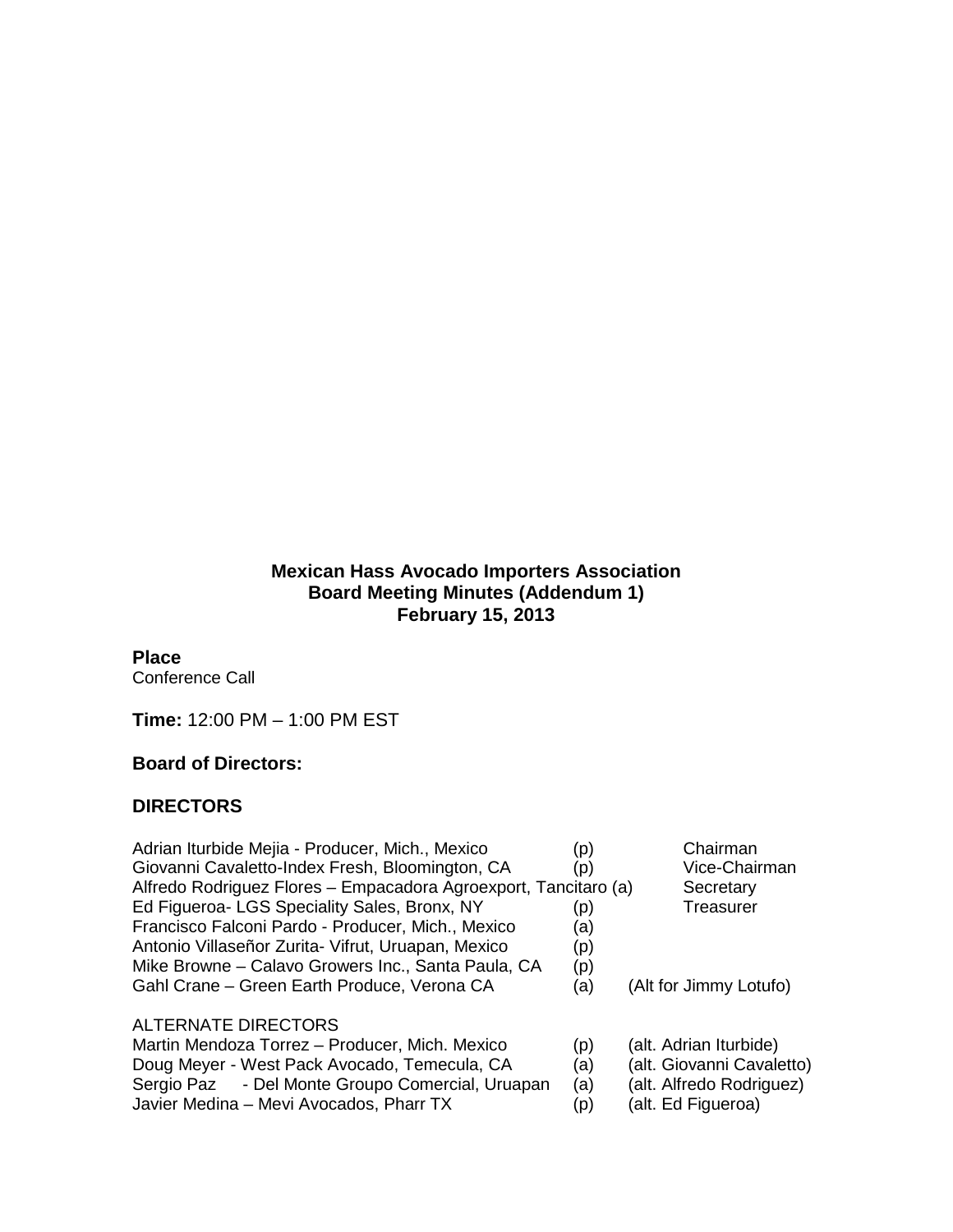**Mexican Hass Avocado Importers Association**
**Board Meeting Minutes (Addendum 1)**
**February 15, 2013**

**Place**
Conference Call

**Time:** 12:00 PM – 1:00 PM EST

**Board of Directors:**

**DIRECTORS**

| Name | Status | Role |
|---|---|---|
| Adrian Iturbide Mejia - Producer, Mich., Mexico | (p) | Chairman |
| Giovanni Cavaletto-Index Fresh, Bloomington, CA | (p) | Vice-Chairman |
| Alfredo Rodriguez Flores – Empacadora Agroexport, Tancitaro | (a) | Secretary |
| Ed Figueroa- LGS Speciality Sales, Bronx, NY | (p) | Treasurer |
| Francisco Falconi Pardo - Producer, Mich., Mexico | (a) | |
| Antonio Villaseñor Zurita- Vifrut, Uruapan, Mexico | (p) | |
| Mike Browne – Calavo Growers Inc., Santa Paula, CA | (p) | |
| Gahl Crane – Green Earth Produce, Verona CA | (a) | (Alt for Jimmy Lotufo) |

ALTERNATE DIRECTORS

| Name | Status | Alternate for |
|---|---|---|
| Martin Mendoza Torrez – Producer, Mich. Mexico | (p) | (alt. Adrian Iturbide) |
| Doug Meyer - West Pack Avocado, Temecula, CA | (a) | (alt. Giovanni Cavaletto) |
| Sergio Paz - Del Monte Groupo Comercial, Uruapan | (a) | (alt. Alfredo Rodriguez) |
| Javier Medina – Mevi Avocados, Pharr TX | (p) | (alt. Ed Figueroa) |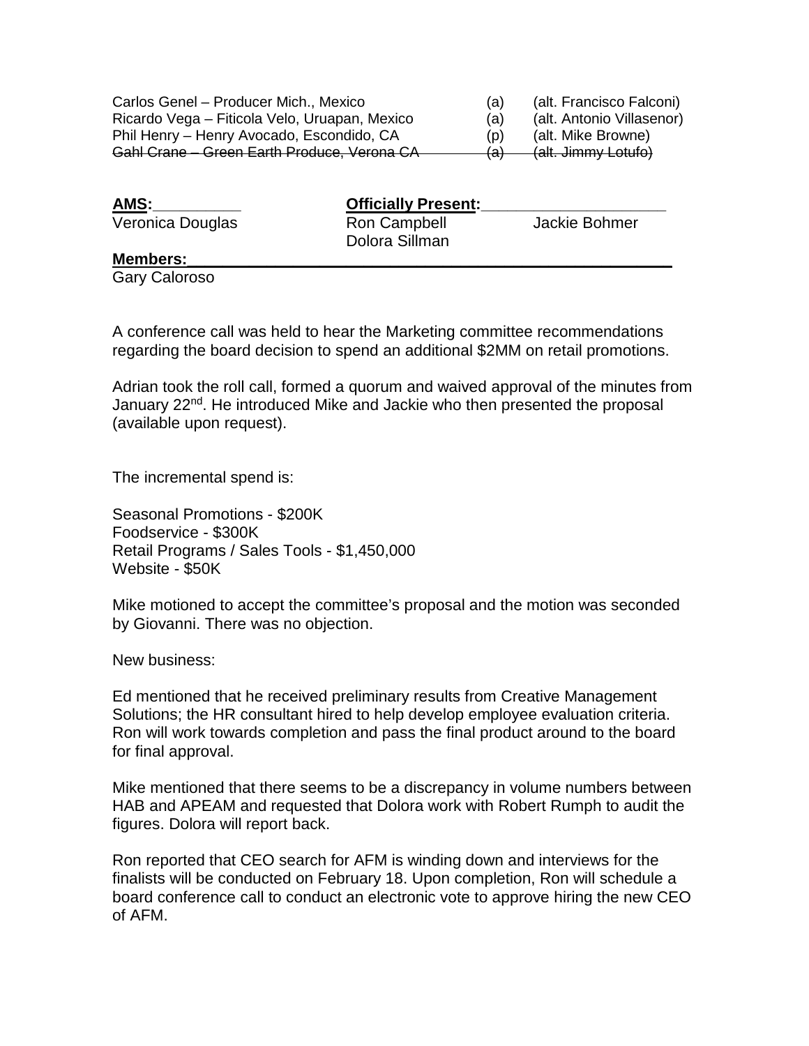| | | |
|---|---|---|
| Carlos Genel – Producer Mich., Mexico | (a) | (alt. Francisco Falconi) |
| Ricardo Vega – Ficticola Velo, Uruapan, Mexico | (a) | (alt. Antonio Villasenor) |
| Phil Henry – Henry Avocado, Escondido, CA | (p) | (alt. Mike Browne) |
| ~~Gahl Crane – Green Earth Produce, Verona CA~~ | ~~(a)~~ | ~~(alt. Jimmy Lotufo)~~ |

| **AMS:** | **Officially Present:** | |
|---|---|---|
| Veronica Douglas | Ron Campbell | Jackie Bohmer |
| | Dolora Sillman | |

**Members:**

Gary Caloroso

A conference call was held to hear the Marketing committee recommendations regarding the board decision to spend an additional $2MM on retail promotions.

Adrian took the roll call, formed a quorum and waived approval of the minutes from January 22nd. He introduced Mike and Jackie who then presented the proposal (available upon request).

The incremental spend is:

Seasonal Promotions - $200K
Foodservice - $300K
Retail Programs / Sales Tools - $1,450,000
Website - $50K

Mike motioned to accept the committee's proposal and the motion was seconded by Giovanni. There was no objection.

New business:

Ed mentioned that he received preliminary results from Creative Management Solutions; the HR consultant hired to help develop employee evaluation criteria. Ron will work towards completion and pass the final product around to the board for final approval.

Mike mentioned that there seems to be a discrepancy in volume numbers between HAB and APEAM and requested that Dolora work with Robert Rumph to audit the figures. Dolora will report back.

Ron reported that CEO search for AFM is winding down and interviews for the finalists will be conducted on February 18. Upon completion, Ron will schedule a board conference call to conduct an electronic vote to approve hiring the new CEO of AFM.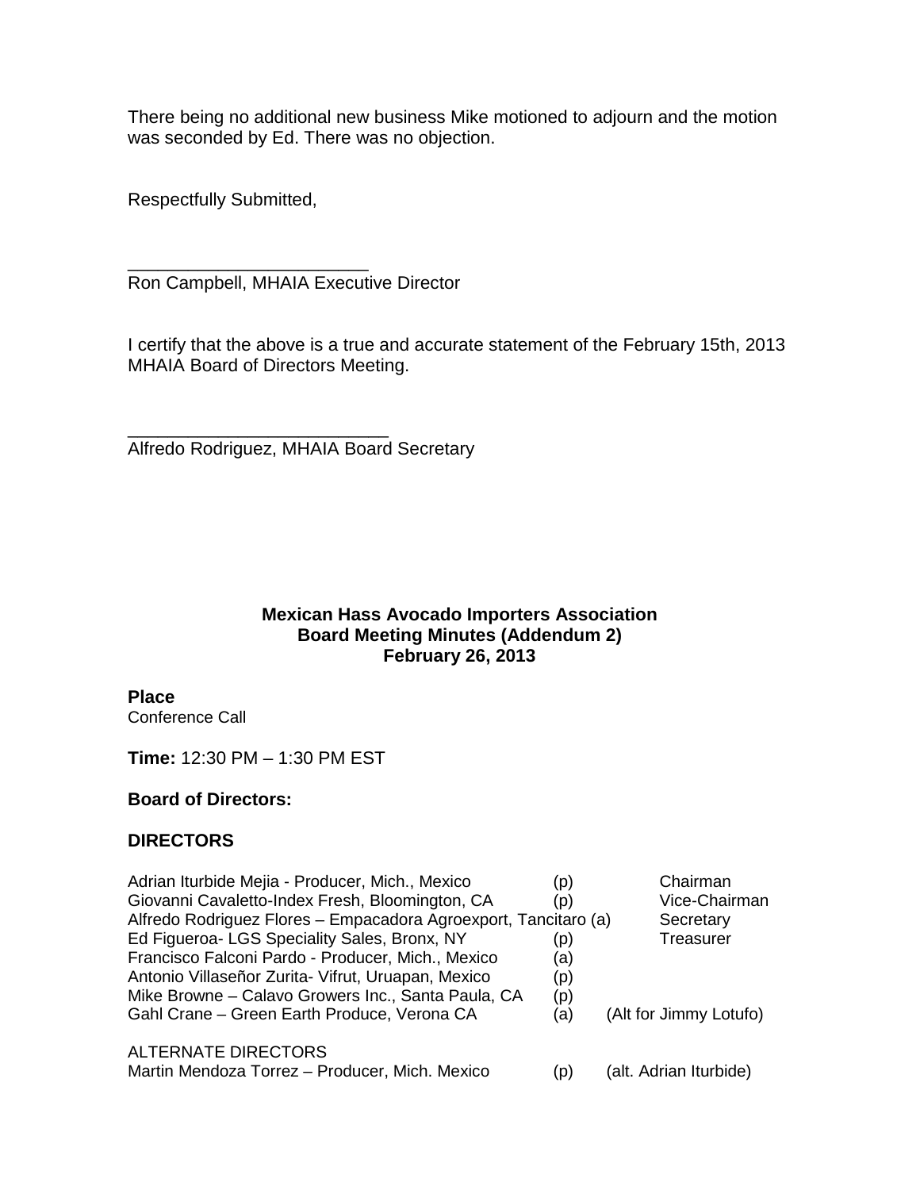There being no additional new business Mike motioned to adjourn and the motion was seconded by Ed. There was no objection.

Respectfully Submitted,

________________________
Ron Campbell, MHAIA Executive Director

I certify that the above is a true and accurate statement of the February 15th, 2013 MHAIA Board of Directors Meeting.

__________________________
Alfredo Rodriguez, MHAIA Board Secretary

**Mexican Hass Avocado Importers Association**
**Board Meeting Minutes (Addendum 2)**
**February 26, 2013**

**Place**
Conference Call

**Time:** 12:30 PM – 1:30 PM EST

**Board of Directors:**

**DIRECTORS**

| | | |
|---|---|---|
| Adrian Iturbide Mejia - Producer, Mich., Mexico | (p) | Chairman |
| Giovanni Cavaletto-Index Fresh, Bloomington, CA | (p) | Vice-Chairman |
| Alfredo Rodriguez Flores – Empacadora Agroexport, Tancitaro | (a) | Secretary |
| Ed Figueroa- LGS Speciality Sales, Bronx, NY | (p) | Treasurer |
| Francisco Falconi Pardo - Producer, Mich., Mexico | (a) | |
| Antonio Villaseñor Zurita- Vifrut, Uruapan, Mexico | (p) | |
| Mike Browne – Calavo Growers Inc., Santa Paula, CA | (p) | |
| Gahl Crane – Green Earth Produce, Verona CA | (a) | (Alt for Jimmy Lotufo) |

ALTERNATE DIRECTORS

| | | |
|---|---|---|
| Martin Mendoza Torrez – Producer, Mich. Mexico | (p) | (alt. Adrian Iturbide) |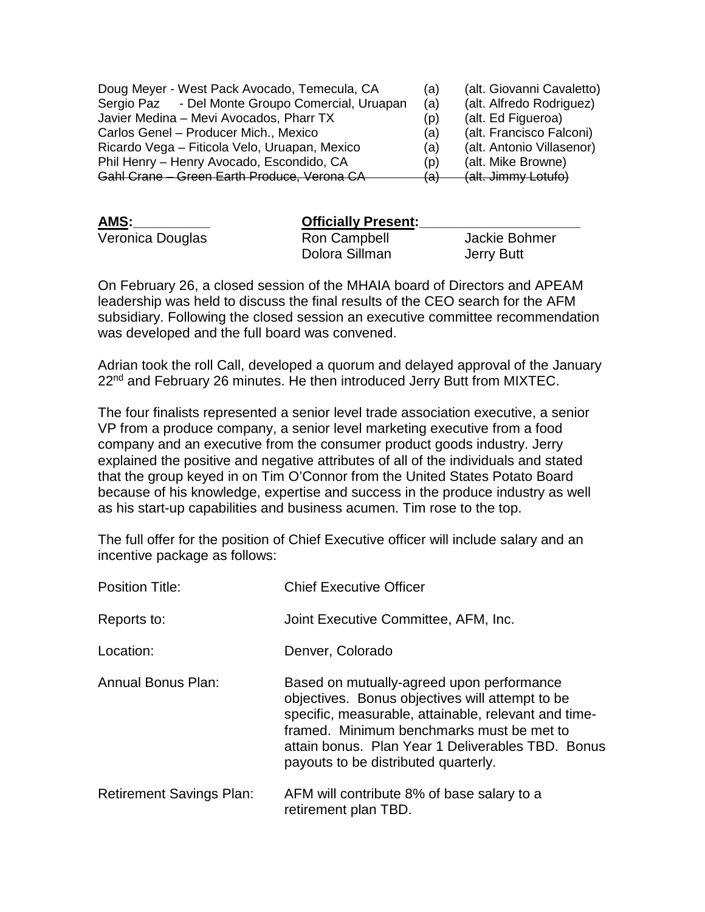| | | |
|---|---|---|
| Doug Meyer - West Pack Avocado, Temecula, CA | (a) | (alt. Giovanni Cavaletto) |
| Sergio Paz - Del Monte Groupo Comercial, Uruapan | (a) | (alt. Alfredo Rodriguez) |
| Javier Medina – Mevi Avocados, Pharr TX | (p) | (alt. Ed Figueroa) |
| Carlos Genel – Producer Mich., Mexico | (a) | (alt. Francisco Falconi) |
| Ricardo Vega – Fiticola Velo, Uruapan, Mexico | (a) | (alt. Antonio Villasenor) |
| Phil Henry – Henry Avocado, Escondido, CA | (p) | (alt. Mike Browne) |
| ~~Gahl Crane – Green Earth Produce, Verona CA~~ | ~~(a)~~ | ~~(alt. Jimmy Lotufo)~~ |

| **AMS:** | **Officially Present:** | |
|---|---|---|
| Veronica Douglas | Ron Campbell | Jackie Bohmer |
| | Dolora Sillman | Jerry Butt |

On February 26, a closed session of the MHAIA board of Directors and APEAM leadership was held to discuss the final results of the CEO search for the AFM subsidiary. Following the closed session an executive committee recommendation was developed and the full board was convened.

Adrian took the roll Call, developed a quorum and delayed approval of the January 22nd and February 26 minutes. He then introduced Jerry Butt from MIXTEC.

The four finalists represented a senior level trade association executive, a senior VP from a produce company, a senior level marketing executive from a food company and an executive from the consumer product goods industry. Jerry explained the positive and negative attributes of all of the individuals and stated that the group keyed in on Tim O'Connor from the United States Potato Board because of his knowledge, expertise and success in the produce industry as well as his start-up capabilities and business acumen. Tim rose to the top.

The full offer for the position of Chief Executive officer will include salary and an incentive package as follows:

| | |
|---|---|
| Position Title: | Chief Executive Officer |
| Reports to: | Joint Executive Committee, AFM, Inc. |
| Location: | Denver, Colorado |
| Annual Bonus Plan: | Based on mutually-agreed upon performance objectives. Bonus objectives will attempt to be specific, measurable, attainable, relevant and time-framed. Minimum benchmarks must be met to attain bonus. Plan Year 1 Deliverables TBD. Bonus payouts to be distributed quarterly. |
| Retirement Savings Plan: | AFM will contribute 8% of base salary to a retirement plan TBD. |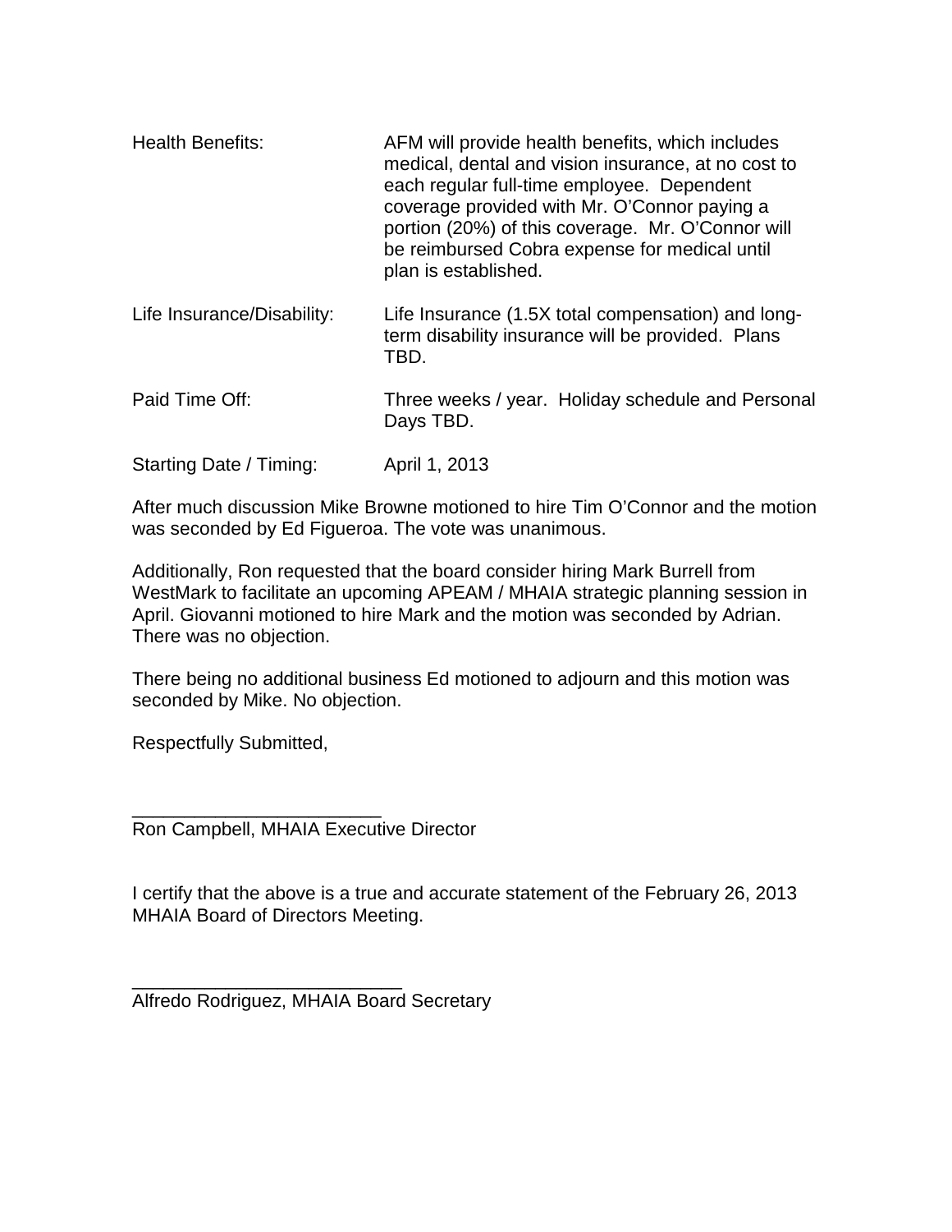| | |
|---|---|
| Health Benefits: | AFM will provide health benefits, which includes medical, dental and vision insurance, at no cost to each regular full-time employee. Dependent coverage provided with Mr. O'Connor paying a portion (20%) of this coverage. Mr. O'Connor will be reimbursed Cobra expense for medical until plan is established. |
| Life Insurance/Disability: | Life Insurance (1.5X total compensation) and long-term disability insurance will be provided. Plans TBD. |
| Paid Time Off: | Three weeks / year. Holiday schedule and Personal Days TBD. |
| Starting Date / Timing: | April 1, 2013 |

After much discussion Mike Browne motioned to hire Tim O'Connor and the motion was seconded by Ed Figueroa. The vote was unanimous.

Additionally, Ron requested that the board consider hiring Mark Burrell from WestMark to facilitate an upcoming APEAM / MHAIA strategic planning session in April. Giovanni motioned to hire Mark and the motion was seconded by Adrian. There was no objection.

There being no additional business Ed motioned to adjourn and this motion was seconded by Mike. No objection.

Respectfully Submitted,

________________________
Ron Campbell, MHAIA Executive Director

I certify that the above is a true and accurate statement of the February 26, 2013 MHAIA Board of Directors Meeting.

__________________________
Alfredo Rodriguez, MHAIA Board Secretary